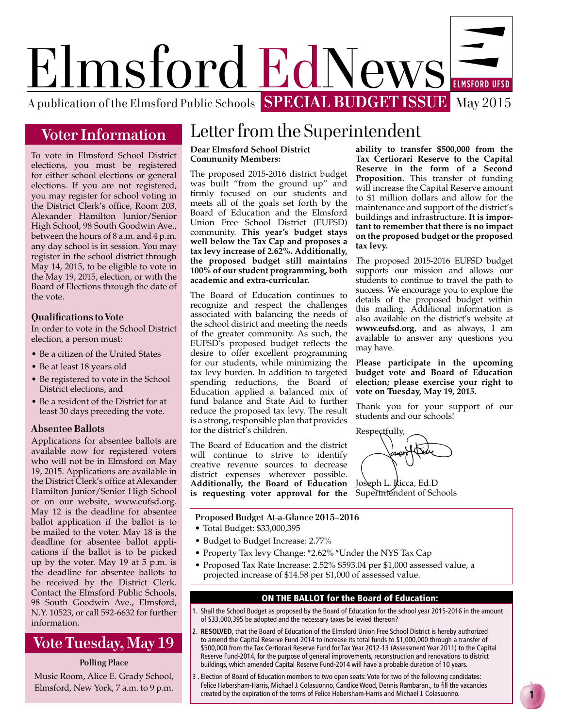# Elmsford EdNews

A publication of the Elmsford Public Schools **SPECIAL BUDGET ISSUE** May 2015

## Voter Information

To vote in Elmsford School District elections, you must be registered for either school elections or general elections. If you are not registered, you may register for school voting in the District Clerk's office, Room 203, Alexander Hamilton Junior/Senior High School, 98 South Goodwin Ave., between the hours of 8 a.m. and 4 p.m. any day school is in session. You may register in the school district through May 14, 2015, to be eligible to vote in the May 19, 2015, election, or with the Board of Elections through the date of the vote.

### Qualifications to Vote

In order to vote in the School District election, a person must:

- Be a citizen of the United States
- Be at least 18 years old
- Be registered to vote in the School District elections, and
- Be a resident of the District for at least 30 days preceding the vote.

### Absentee Ballots

Applications for absentee ballots are available now for registered voters who will not be in Elmsford on May 19, 2015. Applications are available in the District Clerk's office at Alexander Hamilton Junior/Senior High School or on our website, www.eufsd.org. May 12 is the deadline for absentee ballot application if the ballot is to be mailed to the voter. May 18 is the deadline for absentee ballot applications if the ballot is to be picked up by the voter. May 19 at 5 p.m. is the deadline for absentee ballots to be received by the District Clerk. Contact the Elmsford Public Schools, 98 South Goodwin Ave., Elmsford, N.Y. 10523, or call 592-6632 for further information.

## Vote Tuesday, May 19

**Polling Place**

Music Room, Alice E. Grady School, Elmsford, New York, 7 a.m. to 9 p.m.

## Letter from the Superintendent

**Dear Elmsford School District Community Members:**

The proposed 2015-2016 district budget was built "from the ground up" and firmly focused on our students and meets all of the goals set forth by the Board of Education and the Elmsford Union Free School District (EUFSD) community. **This year's budget stays well below the Tax Cap and proposes a tax levy increase of 2.62%. Additionally, the proposed budget still maintains 100% of our student programming, both academic and extra-curricular.**

The Board of Education continues to recognize and respect the challenges associated with balancing the needs of the school district and meeting the needs of the greater community. As such, the EUFSD's proposed budget reflects the desire to offer excellent programming for our students, while minimizing the tax levy burden. In addition to targeted spending reductions, the Board of Education applied a balanced mix of fund balance and State Aid to further reduce the proposed tax levy. The result is a strong, responsible plan that provides for the district's children.

The Board of Education and the district will continue to strive to identify creative revenue sources to decrease district expenses wherever possible. **Additionally, the Board of Education is requesting voter approval for the ability to transfer $500,000 from the Tax Certiorari Reserve to the Capital Reserve in the form of a Second Proposition.** This transfer of funding will increase the Capital Reserve amount to $1 million dollars and allow for the maintenance and support of the district's buildings and infrastructure. **It is important to remember that there is no impact on the proposed budget or the proposed tax levy.**

The proposed 2015-2016 EUFSD budget supports our mission and allows our students to continue to travel the path to success. We encourage you to explore the details of the proposed budget within this mailing. Additional information is also available on the district's website at **www.eufsd.org**, and as always, I am available to answer any questions you may have.

**Please participate in the upcoming budget vote and Board of Education election; please exercise your right to vote on Tuesday, May 19, 2015.**

Thank you for your support of our students and our schools!

Respectfully,

Joseph L. Ricca, Ed.D
Superintendent of Schools

### Proposed Budget At-a-Glance 2015–2016

- Total Budget: $33,000,395
- Budget to Budget Increase: 2.77%
- Property Tax levy Change: *2.62% *Under the NYS Tax Cap
- Proposed Tax Rate Increase: 2.52% $593.04 per $1,000 assessed value, a projected increase of $14.58 per $1,000 of assessed value.

### ON THE BALLOT for the Board of Education:

1. Shall the School Budget as proposed by the Board of Education for the school year 2015-2016 in the amount of $33,000,395 be adopted and the necessary taxes be levied thereon?
2. **RESOLVED**, that the Board of Education of the Elmsford Union Free School District is hereby authorized to amend the Capital Reserve Fund-2014 to increase its total funds to $1,000,000 through a transfer of $500,000 from the Tax Certiorari Reserve Fund for Tax Year 2012-13 (Assessment Year 2011) to the Capital Reserve Fund-2014, for the purpose of general improvements, reconstruction and renovations to district buildings, which amended Capital Reserve Fund-2014 will have a probable duration of 10 years.
3. Election of Board of Education members to two open seats: Vote for two of the following candidates: Felice Habersham-Harris, Michael J. Colasuonno, Candice Wood, Dennis Rambaran., to fill the vacancies created by the expiration of the terms of Felice Habersham-Harris and Michael J. Colasuonno.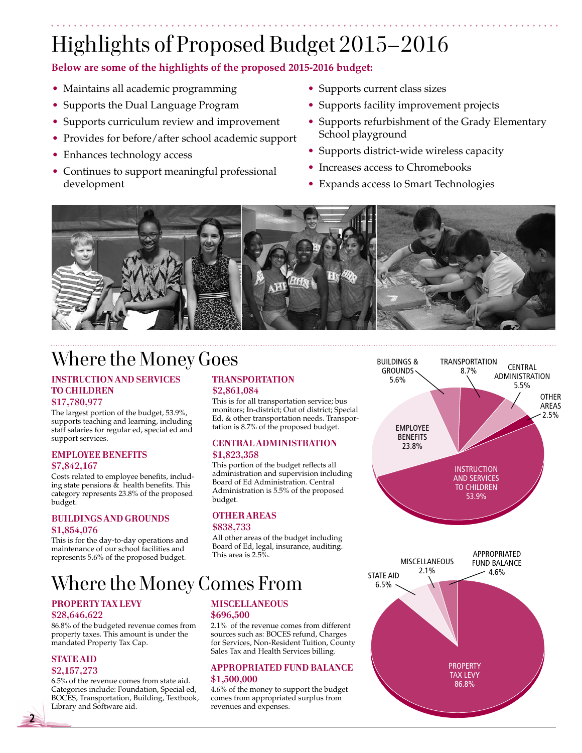# Highlights of Proposed Budget 2015–2016

**Below are some of the highlights of the proposed 2015-2016 budget:**

- Maintains all academic programming
- Supports the Dual Language Program
- Supports curriculum review and improvement
- Provides for before/after school academic support
- Enhances technology access
- Continues to support meaningful professional development
- Supports current class sizes
- Supports facility improvement projects
- Supports refurbishment of the Grady Elementary School playground
- Supports district-wide wireless capacity
- Increases access to Chromebooks
- Expands access to Smart Technologies

# Where the Money Goes

### INSTRUCTION AND SERVICES TO CHILDREN
### $17,780,977

The largest portion of the budget, 53.9%, supports teaching and learning, including staff salaries for regular ed, special ed and support services.

### EMPLOYEE BENEFITS
### $7,842,167

Costs related to employee benefits, including state pensions & health benefits. This category represents 23.8% of the proposed budget.

### BUILDINGS AND GROUNDS
### $1,854,076

This is for the day-to-day operations and maintenance of our school facilities and represents 5.6% of the proposed budget.

### TRANSPORTATION
### $2,861,084

This is for all transportation service; bus monitors; In-district; Out of district; Special Ed, & other transportation needs. Transportation is 8.7% of the proposed budget.

### CENTRAL ADMINISTRATION
### $1,823,358

This portion of the budget reflects all administration and supervision including Board of Ed Administration. Central Administration is 5.5% of the proposed budget.

### OTHER AREAS
### $838,733

All other areas of the budget including Board of Ed, legal, insurance, auditing. This area is 2.5%.

BUILDINGS & GROUNDS 5.6%
TRANSPORTATION 8.7%
CENTRAL ADMINISTRATION 5.5%
OTHER AREAS 2.5%
EMPLOYEE BENEFITS 23.8%
INSTRUCTION AND SERVICES TO CHILDREN 53.9%

# Where the Money Comes From

### PROPERTY TAX LEVY
### $28,646,622

86.8% of the budgeted revenue comes from property taxes. This amount is under the mandated Property Tax Cap.

### STATE AID
### $2,157,273

6.5% of the revenue comes from state aid. Categories include: Foundation, Special ed, BOCES, Transportation, Building, Textbook, Library and Software aid.

### MISCELLANEOUS
### $696,500

2.1% of the revenue comes from different sources such as: BOCES refund, Charges for Services, Non-Resident Tuition, County Sales Tax and Health Services billing.

### APPROPRIATED FUND BALANCE
### $1,500,000

4.6% of the money to support the budget comes from appropriated surplus from revenues and expenses.

STATE AID 6.5%
MISCELLANEOUS 2.1%
APPROPRIATED FUND BALANCE 4.6%
PROPERTY TAX LEVY 86.8%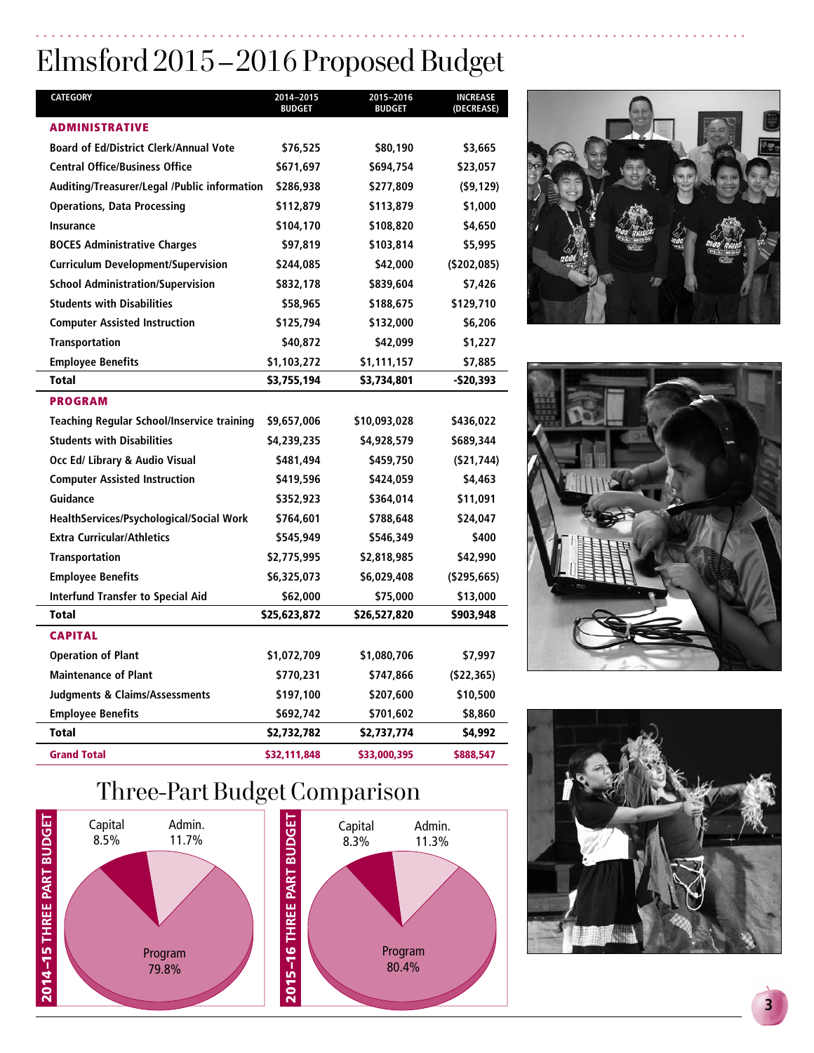# Elmsford 2015–2016 Proposed Budget

| CATEGORY | 2014–2015 BUDGET | 2015–2016 BUDGET | INCREASE (DECREASE) |
|---|---|---|---|
| **ADMINISTRATIVE** | | | |
| Board of Ed/District Clerk/Annual Vote | $76,525 | $80,190 | $3,665 |
| Central Office/Business Office | $671,697 | $694,754 | $23,057 |
| Auditing/Treasurer/Legal /Public information | $286,938 | $277,809 | ($9,129) |
| Operations, Data Processing | $112,879 | $113,879 | $1,000 |
| Insurance | $104,170 | $108,820 | $4,650 |
| BOCES Administrative Charges | $97,819 | $103,814 | $5,995 |
| Curriculum Development/Supervision | $244,085 | $42,000 | ($202,085) |
| School Administration/Supervision | $832,178 | $839,604 | $7,426 |
| Students with Disabilities | $58,965 | $188,675 | $129,710 |
| Computer Assisted Instruction | $125,794 | $132,000 | $6,206 |
| Transportation | $40,872 | $42,099 | $1,227 |
| Employee Benefits | $1,103,272 | $1,111,157 | $7,885 |
| **Total** | **$3,755,194** | **$3,734,801** | **-$20,393** |
| **PROGRAM** | | | |
| Teaching Regular School/Inservice training | $9,657,006 | $10,093,028 | $436,022 |
| Students with Disabilities | $4,239,235 | $4,928,579 | $689,344 |
| Occ Ed/ Library & Audio Visual | $481,494 | $459,750 | ($21,744) |
| Computer Assisted Instruction | $419,596 | $424,059 | $4,463 |
| Guidance | $352,923 | $364,014 | $11,091 |
| HealthServices/Psychological/Social Work | $764,601 | $788,648 | $24,047 |
| Extra Curricular/Athletics | $545,949 | $546,349 | $400 |
| Transportation | $2,775,995 | $2,818,985 | $42,990 |
| Employee Benefits | $6,325,073 | $6,029,408 | ($295,665) |
| Interfund Transfer to Special Aid | $62,000 | $75,000 | $13,000 |
| **Total** | **$25,623,872** | **$26,527,820** | **$903,948** |
| **CAPITAL** | | | |
| Operation of Plant | $1,072,709 | $1,080,706 | $7,997 |
| Maintenance of Plant | $770,231 | $747,866 | ($22,365) |
| Judgments & Claims/Assessments | $197,100 | $207,600 | $10,500 |
| Employee Benefits | $692,742 | $701,602 | $8,860 |
| **Total** | **$2,732,782** | **$2,737,774** | **$4,992** |
| **Grand Total** | **$32,111,848** | **$33,000,395** | **$888,547** |

## Three-Part Budget Comparison

**2014–15 THREE PART BUDGET**

- Capital 8.5%
- Admin. 11.7%
- Program 79.8%

**2015–16 THREE PART BUDGET**

- Capital 8.3%
- Admin. 11.3%
- Program 80.4%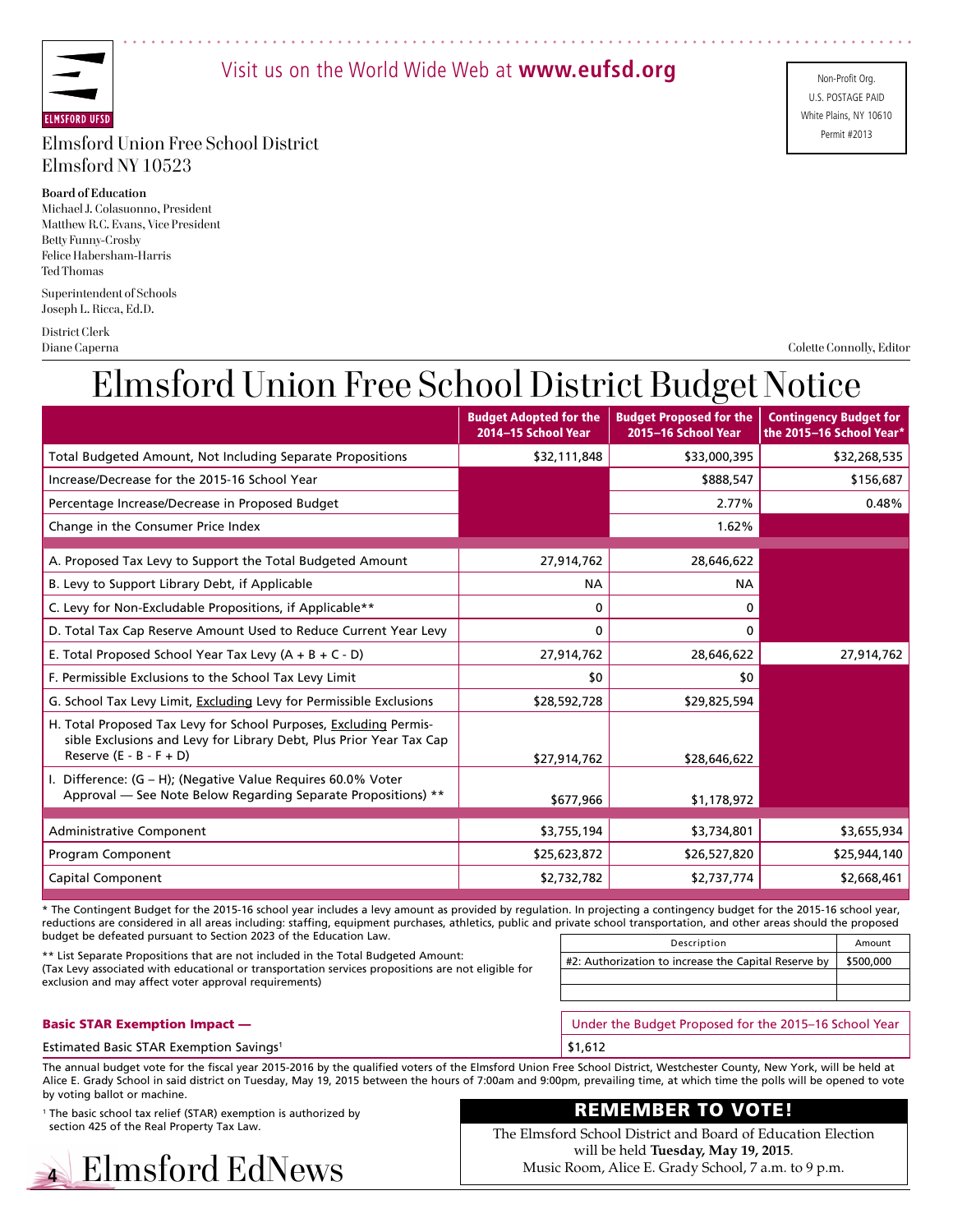Visit us on the World Wide Web at **www.eufsd.org**

Non-Profit Org.
U.S. POSTAGE PAID
White Plains, NY 10610
Permit #2013

Elmsford Union Free School District
Elmsford NY 10523

**Board of Education**
Michael J. Colasuonno, President
Matthew R.C. Evans, Vice President
Betty Funny-Crosby
Felice Habersham-Harris
Ted Thomas

Superintendent of Schools
Joseph L. Ricca, Ed.D.

District Clerk
Diane Caperna

Colette Connolly, Editor

# Elmsford Union Free School District Budget Notice

| | Budget Adopted for the 2014–15 School Year | Budget Proposed for the 2015–16 School Year | Contingency Budget for the 2015–16 School Year* |
|---|---|---|---|
| Total Budgeted Amount, Not Including Separate Propositions | $32,111,848 | $33,000,395 | $32,268,535 |
| Increase/Decrease for the 2015-16 School Year | | $888,547 | $156,687 |
| Percentage Increase/Decrease in Proposed Budget | | 2.77% | 0.48% |
| Change in the Consumer Price Index | | 1.62% | |
| A. Proposed Tax Levy to Support the Total Budgeted Amount | 27,914,762 | 28,646,622 | |
| B. Levy to Support Library Debt, if Applicable | NA | NA | |
| C. Levy for Non-Excludable Propositions, if Applicable** | 0 | 0 | |
| D. Total Tax Cap Reserve Amount Used to Reduce Current Year Levy | 0 | 0 | |
| E. Total Proposed School Year Tax Levy (A + B + C - D) | 27,914,762 | 28,646,622 | 27,914,762 |
| F. Permissible Exclusions to the School Tax Levy Limit | $0 | $0 | |
| G. School Tax Levy Limit, Excluding Levy for Permissible Exclusions | $28,592,728 | $29,825,594 | |
| H. Total Proposed Tax Levy for School Purposes, Excluding Permissible Exclusions and Levy for Library Debt, Plus Prior Year Tax Cap Reserve (E - B - F + D) | $27,914,762 | $28,646,622 | |
| I. Difference: (G – H); (Negative Value Requires 60.0% Voter Approval — See Note Below Regarding Separate Propositions) ** | $677,966 | $1,178,972 | |
| Administrative Component | $3,755,194 | $3,734,801 | $3,655,934 |
| Program Component | $25,623,872 | $26,527,820 | $25,944,140 |
| Capital Component | $2,732,782 | $2,737,774 | $2,668,461 |

* The Contingent Budget for the 2015-16 school year includes a levy amount as provided by regulation. In projecting a contingency budget for the 2015-16 school year, reductions are considered in all areas including: staffing, equipment purchases, athletics, public and private school transportation, and other areas should the proposed budget be defeated pursuant to Section 2023 of the Education Law.

** List Separate Propositions that are not included in the Total Budgeted Amount:
(Tax Levy associated with educational or transportation services propositions are not eligible for exclusion and may affect voter approval requirements)

| Description | Amount |
|---|---|
| #2: Authorization to increase the Capital Reserve by | $500,000 |
| | |
| | |

| **Basic STAR Exemption Impact —** | Under the Budget Proposed for the 2015–16 School Year |
|---|---|
| Estimated Basic STAR Exemption Savings[1] | $1,612 |

The annual budget vote for the fiscal year 2015-2016 by the qualified voters of the Elmsford Union Free School District, Westchester County, New York, will be held at Alice E. Grady School in said district on Tuesday, May 19, 2015 between the hours of 7:00am and 9:00pm, prevailing time, at which time the polls will be opened to vote by voting ballot or machine.

[1] The basic school tax relief (STAR) exemption is authorized by section 425 of the Real Property Tax Law.

## REMEMBER TO VOTE!

The Elmsford School District and Board of Education Election will be held **Tuesday, May 19, 2015**.
Music Room, Alice E. Grady School, 7 a.m. to 9 p.m.